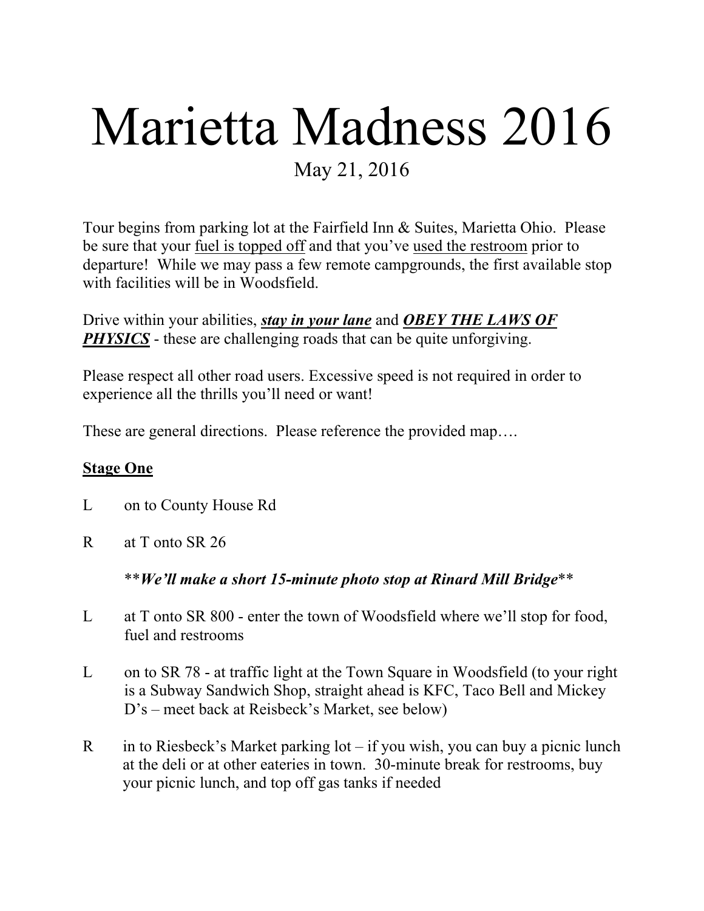# Marietta Madness 2016

May 21, 2016

Tour begins from parking lot at the Fairfield Inn & Suites, Marietta Ohio. Please be sure that your <u>fuel is topped off</u> and that you've <u>used the restroom</u> prior to departure! While we may pass a few remote campgrounds, the first available stop with facilities will be in Woodsfield.

Drive within your abilities, ***<u>stay in your lane</u>*** and ***<u>OBEY THE LAWS OF PHYSICS</u>*** - these are challenging roads that can be quite unforgiving.

Please respect all other road users. Excessive speed is not required in order to experience all the thrills you'll need or want!

These are general directions. Please reference the provided map….

## <u>Stage One</u>

L on to County House Rd

R at T onto SR 26

***We'll make a short 15-minute photo stop at Rinard Mill Bridge***

L at T onto SR 800 - enter the town of Woodsfield where we'll stop for food, fuel and restrooms

L on to SR 78 - at traffic light at the Town Square in Woodsfield (to your right is a Subway Sandwich Shop, straight ahead is KFC, Taco Bell and Mickey D's – meet back at Reisbeck's Market, see below)

R in to Riesbeck's Market parking lot – if you wish, you can buy a picnic lunch at the deli or at other eateries in town. 30-minute break for restrooms, buy your picnic lunch, and top off gas tanks if needed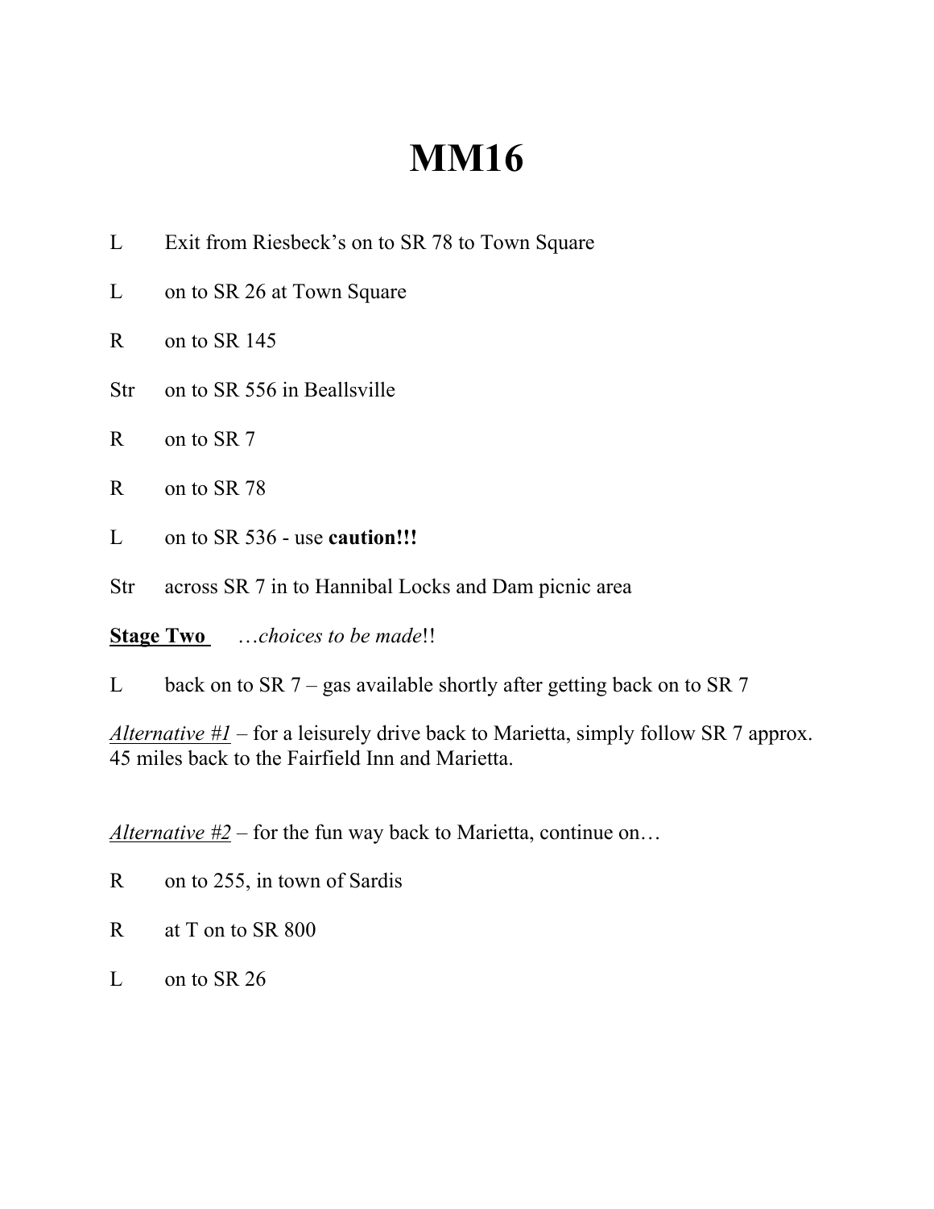# MM16

L Exit from Riesbeck's on to SR 78 to Town Square

L on to SR 26 at Town Square

R on to SR 145

Str on to SR 556 in Beallsville

R on to SR 7

R on to SR 78

L on to SR 536 - use **caution!!!**

Str across SR 7 in to Hannibal Locks and Dam picnic area

**<u>Stage Two</u>** …*choices to be made*!!

L back on to SR 7 – gas available shortly after getting back on to SR 7

*<u>Alternative #1</u>* – for a leisurely drive back to Marietta, simply follow SR 7 approx. 45 miles back to the Fairfield Inn and Marietta.

*<u>Alternative #2</u>* – for the fun way back to Marietta, continue on…

R on to 255, in town of Sardis

R at T on to SR 800

L on to SR 26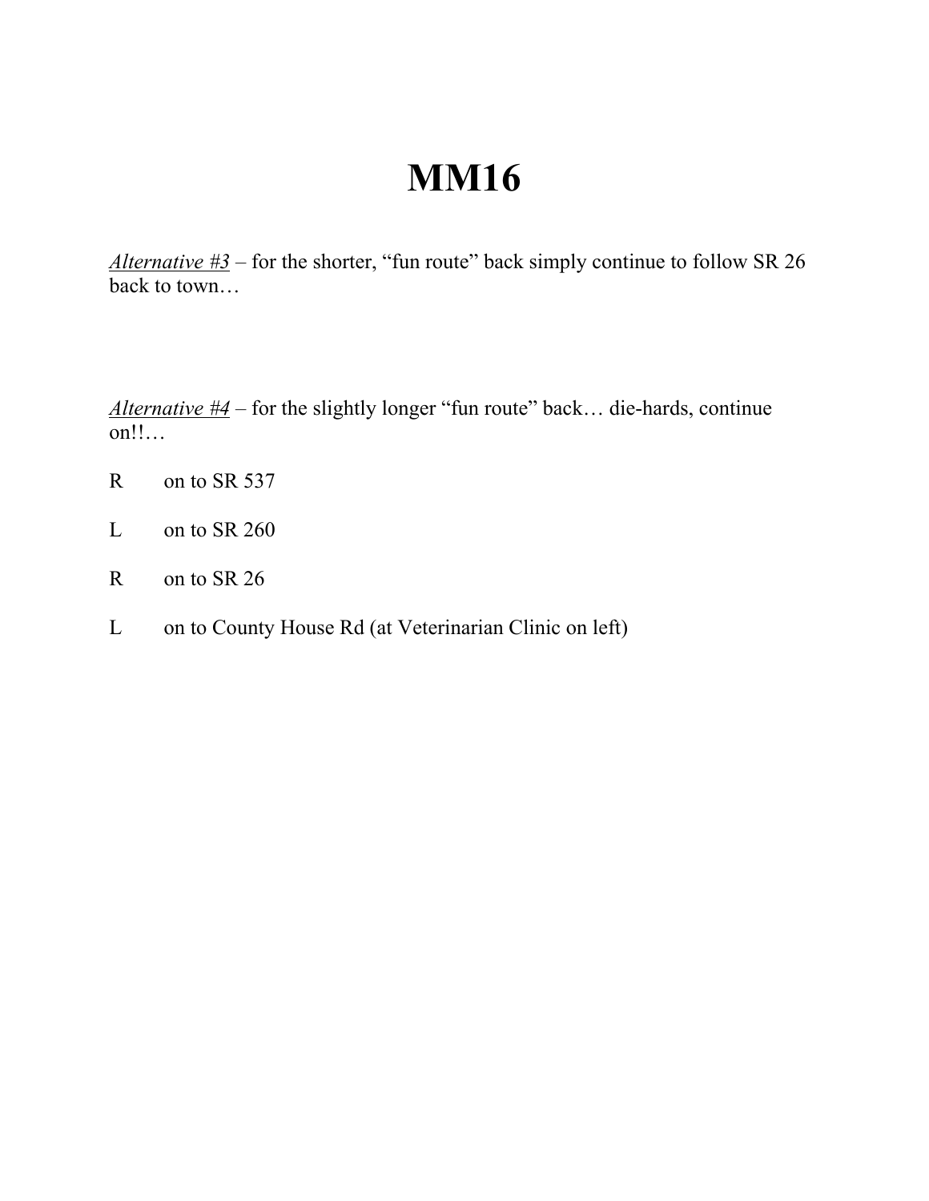# MM16

*Alternative #3* – for the shorter, "fun route" back simply continue to follow SR 26 back to town…

*Alternative #4* – for the slightly longer "fun route" back… die-hards, continue on!!…

R on to SR 537

L on to SR 260

R on to SR 26

L on to County House Rd (at Veterinarian Clinic on left)